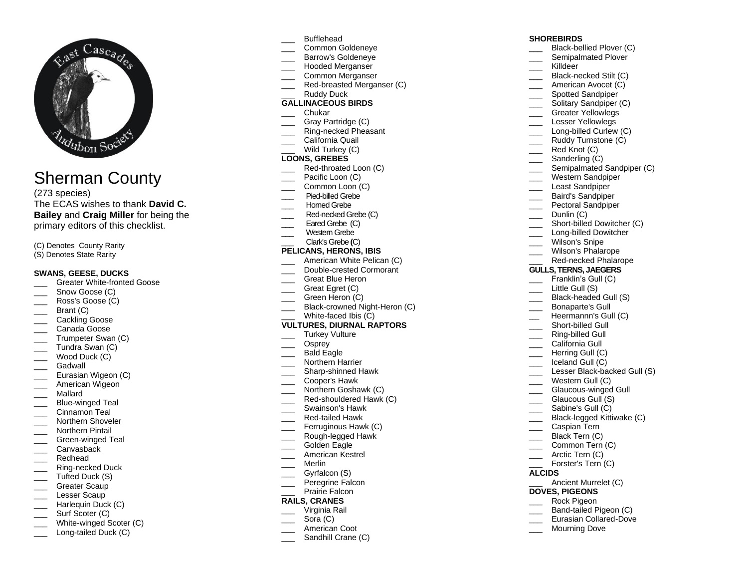# Sherman County

(273 species)

The ECAS wishes to thank **David C. Bailey** and **Craig Miller** for being the primary editors of this checklist.

(C) Denotes County Rarity
(S) Denotes State Rarity

**SWANS, GEESE, DUCKS**

___ Greater White-fronted Goose
___ Snow Goose (C)
___ Ross's Goose (C)
___ Brant (C)
___ Cackling Goose
___ Canada Goose
___ Trumpeter Swan (C)
___ Tundra Swan (C)
___ Wood Duck (C)
___ Gadwall
___ Eurasian Wigeon (C)
___ American Wigeon
___ Mallard
___ Blue-winged Teal
___ Cinnamon Teal
___ Northern Shoveler
___ Northern Pintail
___ Green-winged Teal
___ Canvasback
___ Redhead
___ Ring-necked Duck
___ Tufted Duck (S)
___ Greater Scaup
___ Lesser Scaup
___ Harlequin Duck (C)
___ Surf Scoter (C)
___ White-winged Scoter (C)
___ Long-tailed Duck (C)
___ Bufflehead
___ Common Goldeneye
___ Barrow's Goldeneye
___ Hooded Merganser
___ Common Merganser
___ Red-breasted Merganser (C)
___ Ruddy Duck

**GALLINACEOUS BIRDS**

___ Chukar
___ Gray Partridge (C)
___ Ring-necked Pheasant
___ California Quail
___ Wild Turkey (C)

**LOONS, GREBES**

___ Red-throated Loon (C)
___ Pacific Loon (C)
___ Common Loon (C)
___ Pied-billed Grebe
___ Horned Grebe
___ Red-necked Grebe (C)
___ Eared Grebe (C)
___ Western Grebe
___ Clark's Grebe (C)

**PELICANS, HERONS, IBIS**

___ American White Pelican (C)
___ Double-crested Cormorant
___ Great Blue Heron
___ Great Egret (C)
___ Green Heron (C)
___ Black-crowned Night-Heron (C)
___ White-faced Ibis (C)

**VULTURES, DIURNAL RAPTORS**

___ Turkey Vulture
___ Osprey
___ Bald Eagle
___ Northern Harrier
___ Sharp-shinned Hawk
___ Cooper's Hawk
___ Northern Goshawk (C)
___ Red-shouldered Hawk (C)
___ Swainson's Hawk
___ Red-tailed Hawk
___ Ferruginous Hawk (C)
___ Rough-legged Hawk
___ Golden Eagle
___ American Kestrel
___ Merlin
___ Gyrfalcon (S)
___ Peregrine Falcon
___ Prairie Falcon

**RAILS, CRANES**

___ Virginia Rail
___ Sora (C)
___ American Coot
___ Sandhill Crane (C)

**SHOREBIRDS**

___ Black-bellied Plover (C)
___ Semipalmated Plover
___ Killdeer
___ Black-necked Stilt (C)
___ American Avocet (C)
___ Spotted Sandpiper
___ Solitary Sandpiper (C)
___ Greater Yellowlegs
___ Lesser Yellowlegs
___ Long-billed Curlew (C)
___ Ruddy Turnstone (C)
___ Red Knot (C)
___ Sanderling (C)
___ Semipalmated Sandpiper (C)
___ Western Sandpiper
___ Least Sandpiper
___ Baird's Sandpiper
___ Pectoral Sandpiper
___ Dunlin (C)
___ Short-billed Dowitcher (C)
___ Long-billed Dowitcher
___ Wilson's Snipe
___ Wilson's Phalarope
___ Red-necked Phalarope

**GULLS, TERNS, JAEGERS**

___ Franklin's Gull (C)
___ Little Gull (S)
___ Black-headed Gull (S)
___ Bonaparte's Gull
___ Heermannn's Gull (C)
___ Short-billed Gull
___ Ring-billed Gull
___ California Gull
___ Herring Gull (C)
___ Iceland Gull (C)
___ Lesser Black-backed Gull (S)
___ Western Gull (C)
___ Glaucous-winged Gull
___ Glaucous Gull (S)
___ Sabine's Gull (C)
___ Black-legged Kittiwake (C)
___ Caspian Tern
___ Black Tern (C)
___ Common Tern (C)
___ Arctic Tern (C)
___ Forster's Tern (C)

**ALCIDS**

___ Ancient Murrelet (C)

**DOVES, PIGEONS**

___ Rock Pigeon
___ Band-tailed Pigeon (C)
___ Eurasian Collared-Dove
___ Mourning Dove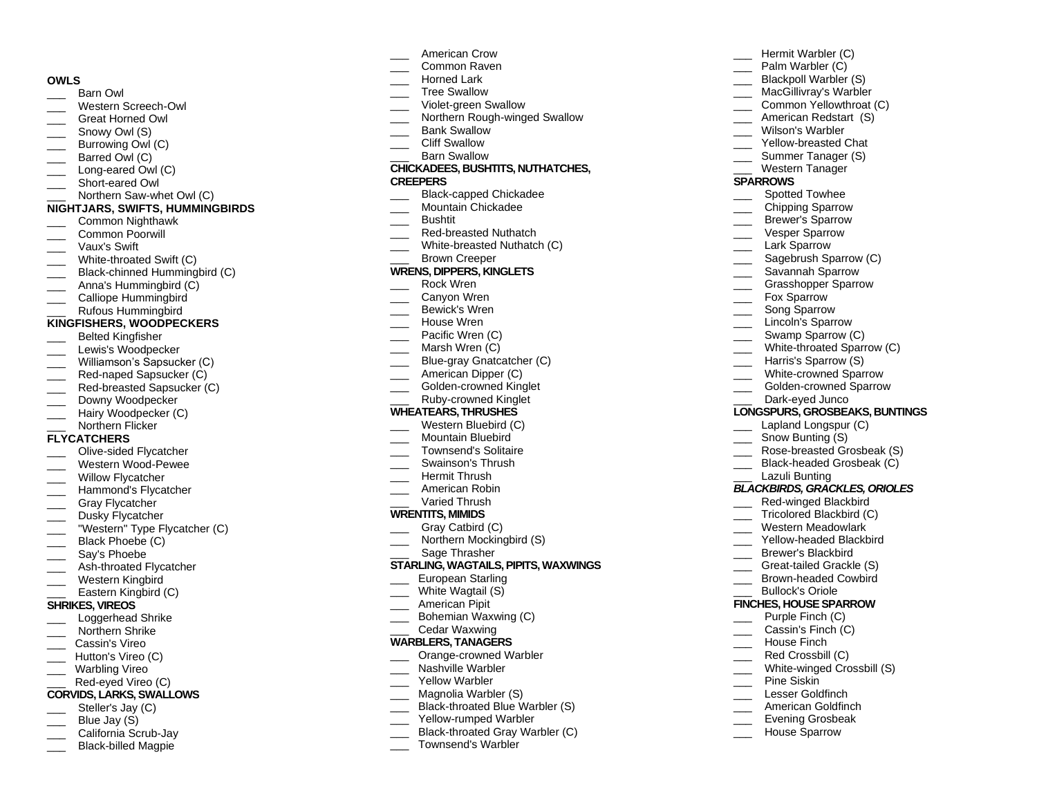## OWLS

- ___ Barn Owl
- ___ Western Screech-Owl
- ___ Great Horned Owl
- ___ Snowy Owl (S)
- ___ Burrowing Owl (C)
- ___ Barred Owl (C)
- ___ Long-eared Owl (C)
- ___ Short-eared Owl
- ___ Northern Saw-whet Owl (C)

## NIGHTJARS, SWIFTS, HUMMINGBIRDS

- ___ Common Nighthawk
- ___ Common Poorwill
- ___ Vaux's Swift
- ___ White-throated Swift (C)
- ___ Black-chinned Hummingbird (C)
- ___ Anna's Hummingbird (C)
- ___ Calliope Hummingbird
- ___ Rufous Hummingbird

## KINGFISHERS, WOODPECKERS

- ___ Belted Kingfisher
- ___ Lewis's Woodpecker
- ___ Williamson's Sapsucker (C)
- ___ Red-naped Sapsucker (C)
- ___ Red-breasted Sapsucker (C)
- ___ Downy Woodpecker
- ___ Hairy Woodpecker (C)
- ___ Northern Flicker

## FLYCATCHERS

- ___ Olive-sided Flycatcher
- ___ Western Wood-Pewee
- ___ Willow Flycatcher
- ___ Hammond's Flycatcher
- ___ Gray Flycatcher
- ___ Dusky Flycatcher
- ___ "Western" Type Flycatcher (C)
- ___ Black Phoebe (C)
- ___ Say's Phoebe
- ___ Ash-throated Flycatcher
- ___ Western Kingbird
- ___ Eastern Kingbird (C)

## SHRIKES, VIREOS

- ___ Loggerhead Shrike
- ___ Northern Shrike
- ___ Cassin's Vireo
- ___ Hutton's Vireo (C)
- ___ Warbling Vireo
- ___ Red-eyed Vireo (C)

## CORVIDS, LARKS, SWALLOWS

- ___ Steller's Jay (C)
- ___ Blue Jay (S)
- ___ California Scrub-Jay
- ___ Black-billed Magpie
- ___ American Crow
- ___ Common Raven
- ___ Horned Lark
- ___ Tree Swallow
- ___ Violet-green Swallow
- ___ Northern Rough-winged Swallow
- ___ Bank Swallow
- ___ Cliff Swallow
- ___ Barn Swallow

## CHICKADEES, BUSHTITS, NUTHATCHES, CREEPERS

- ___ Black-capped Chickadee
- ___ Mountain Chickadee
- ___ Bushtit
- ___ Red-breasted Nuthatch
- ___ White-breasted Nuthatch (C)
- ___ Brown Creeper

## WRENS, DIPPERS, KINGLETS

- ___ Rock Wren
- ___ Canyon Wren
- ___ Bewick's Wren
- ___ House Wren
- ___ Pacific Wren (C)
- ___ Marsh Wren (C)
- ___ Blue-gray Gnatcatcher (C)
- ___ American Dipper (C)
- ___ Golden-crowned Kinglet
- ___ Ruby-crowned Kinglet

## WHEATEARS, THRUSHES

- ___ Western Bluebird (C)
- ___ Mountain Bluebird
- ___ Townsend's Solitaire
- ___ Swainson's Thrush
- ___ Hermit Thrush
- ___ American Robin
- ___ Varied Thrush

## WRENTITS, MIMIDS

- ___ Gray Catbird (C)
- ___ Northern Mockingbird (S)
- ___ Sage Thrasher

## STARLING, WAGTAILS, PIPITS, WAXWINGS

- ___ European Starling
- ___ White Wagtail (S)
- ___ American Pipit
- ___ Bohemian Waxwing (C)
- ___ Cedar Waxwing

## WARBLERS, TANAGERS

- ___ Orange-crowned Warbler
- ___ Nashville Warbler
- ___ Yellow Warbler
- ___ Magnolia Warbler (S)
- ___ Black-throated Blue Warbler (S)
- ___ Yellow-rumped Warbler
- ___ Black-throated Gray Warbler (C)
- ___ Townsend's Warbler
- ___ Hermit Warbler (C)
- ___ Palm Warbler (C)
- ___ Blackpoll Warbler (S)
- ___ MacGillivray's Warbler
- ___ Common Yellowthroat (C)
- ___ American Redstart (S)
- ___ Wilson's Warbler
- ___ Yellow-breasted Chat
- ___ Summer Tanager (S)
- ___ Western Tanager

## SPARROWS

- ___ Spotted Towhee
- ___ Chipping Sparrow
- ___ Brewer's Sparrow
- ___ Vesper Sparrow
- ___ Lark Sparrow
- ___ Sagebrush Sparrow (C)
- ___ Savannah Sparrow
- ___ Grasshopper Sparrow
- ___ Fox Sparrow
- ___ Song Sparrow
- ___ Lincoln's Sparrow
- ___ Swamp Sparrow (C)
- ___ White-throated Sparrow (C)
- ___ Harris's Sparrow (S)
- ___ White-crowned Sparrow
- ___ Golden-crowned Sparrow
- ___ Dark-eyed Junco

## LONGSPURS, GROSBEAKS, BUNTINGS

- ___ Lapland Longspur (C)
- ___ Snow Bunting (S)
- ___ Rose-breasted Grosbeak (S)
- ___ Black-headed Grosbeak (C)
- ___ Lazuli Bunting

## *BLACKBIRDS, GRACKLES, ORIOLES*

- ___ Red-winged Blackbird
- ___ Tricolored Blackbird (C)
- ___ Western Meadowlark
- ___ Yellow-headed Blackbird
- ___ Brewer's Blackbird
- ___ Great-tailed Grackle (S)
- ___ Brown-headed Cowbird
- ___ Bullock's Oriole

## FINCHES, HOUSE SPARROW

- ___ Purple Finch (C)
- ___ Cassin's Finch (C)
- ___ House Finch
- ___ Red Crossbill (C)
- ___ White-winged Crossbill (S)
- ___ Pine Siskin
- ___ Lesser Goldfinch
- ___ American Goldfinch
- ___ Evening Grosbeak
- ___ House Sparrow